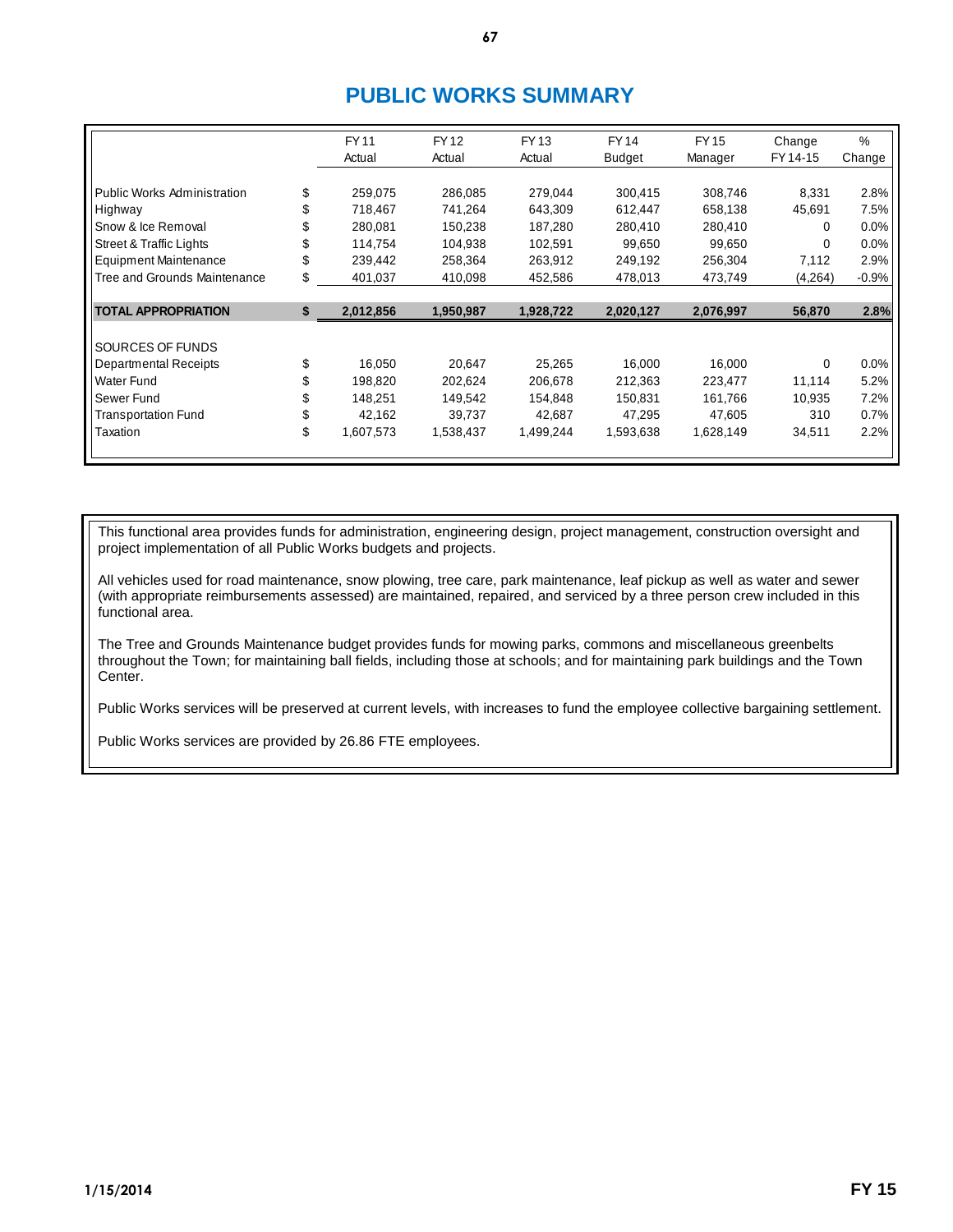# PUBLIC WORKS SUMMARY

| | | FY 11 Actual | FY 12 Actual | FY 13 Actual | FY 14 Budget | FY 15 Manager | Change FY 14-15 | % Change |
|---|---|---|---|---|---|---|---|---|
| Public Works Administration | $ | 259,075 | 286,085 | 279,044 | 300,415 | 308,746 | 8,331 | 2.8% |
| Highway | $ | 718,467 | 741,264 | 643,309 | 612,447 | 658,138 | 45,691 | 7.5% |
| Snow & Ice Removal | $ | 280,081 | 150,238 | 187,280 | 280,410 | 280,410 | 0 | 0.0% |
| Street & Traffic Lights | $ | 114,754 | 104,938 | 102,591 | 99,650 | 99,650 | 0 | 0.0% |
| Equipment Maintenance | $ | 239,442 | 258,364 | 263,912 | 249,192 | 256,304 | 7,112 | 2.9% |
| Tree and Grounds Maintenance | $ | 401,037 | 410,098 | 452,586 | 478,013 | 473,749 | (4,264) | -0.9% |
| **TOTAL APPROPRIATION** | **$** | **2,012,856** | **1,950,987** | **1,928,722** | **2,020,127** | **2,076,997** | **56,870** | **2.8%** |
| SOURCES OF FUNDS | | | | | | | | |
| Departmental Receipts | $ | 16,050 | 20,647 | 25,265 | 16,000 | 16,000 | 0 | 0.0% |
| Water Fund | $ | 198,820 | 202,624 | 206,678 | 212,363 | 223,477 | 11,114 | 5.2% |
| Sewer Fund | $ | 148,251 | 149,542 | 154,848 | 150,831 | 161,766 | 10,935 | 7.2% |
| Transportation Fund | $ | 42,162 | 39,737 | 42,687 | 47,295 | 47,605 | 310 | 0.7% |
| Taxation | $ | 1,607,573 | 1,538,437 | 1,499,244 | 1,593,638 | 1,628,149 | 34,511 | 2.2% |

This functional area provides funds for administration, engineering design, project management, construction oversight and project implementation of all Public Works budgets and projects.

All vehicles used for road maintenance, snow plowing, tree care, park maintenance, leaf pickup as well as water and sewer (with appropriate reimbursements assessed) are maintained, repaired, and serviced by a three person crew included in this functional area.

The Tree and Grounds Maintenance budget provides funds for mowing parks, commons and miscellaneous greenbelts throughout the Town; for maintaining ball fields, including those at schools; and for maintaining park buildings and the Town Center.

Public Works services will be preserved at current levels, with increases to fund the employee collective bargaining settlement.

Public Works services are provided by 26.86 FTE employees.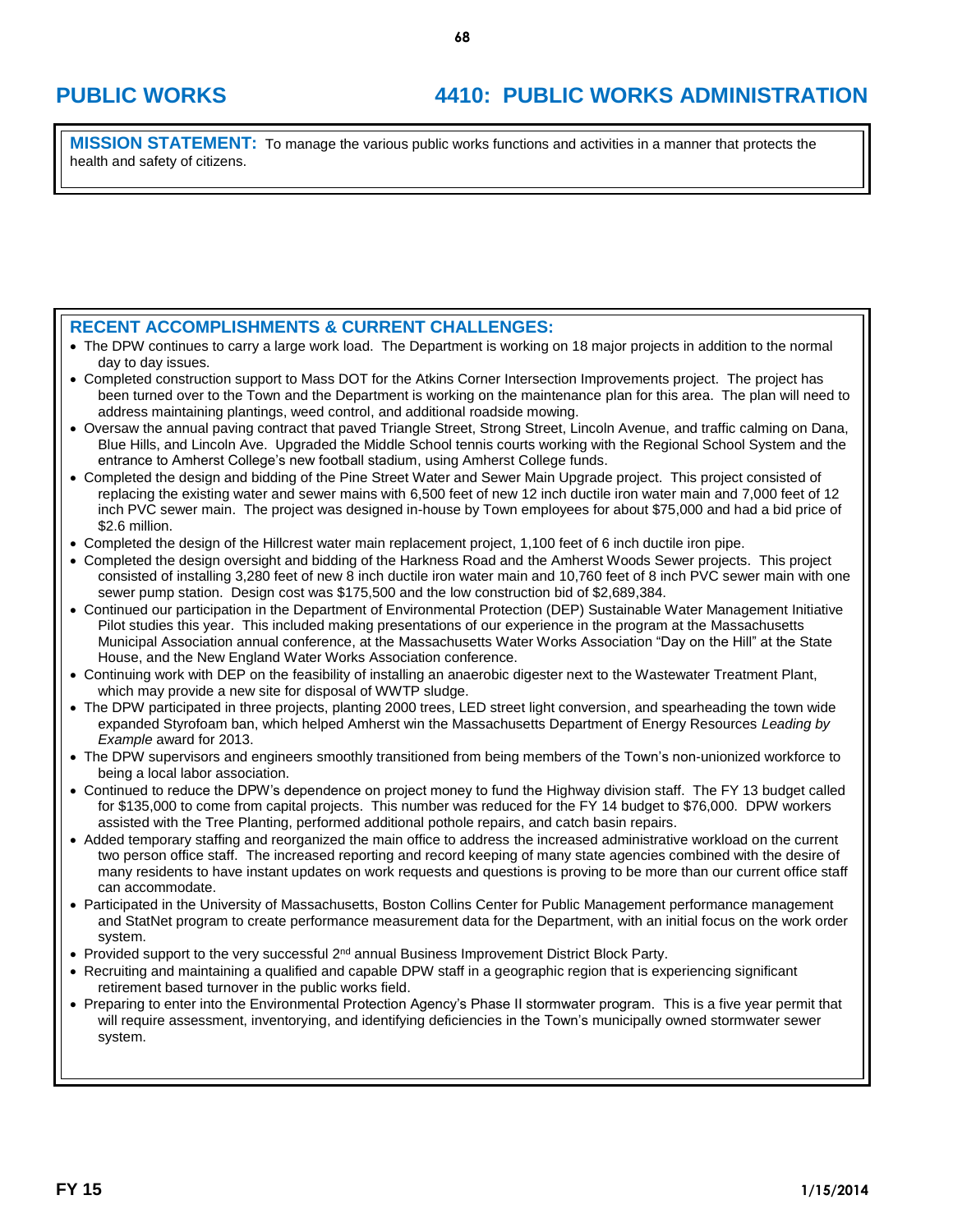## PUBLIC WORKS

## 4410: PUBLIC WORKS ADMINISTRATION

**MISSION STATEMENT:** To manage the various public works functions and activities in a manner that protects the health and safety of citizens.

### RECENT ACCOMPLISHMENTS & CURRENT CHALLENGES:

- The DPW continues to carry a large work load. The Department is working on 18 major projects in addition to the normal day to day issues.
- Completed construction support to Mass DOT for the Atkins Corner Intersection Improvements project. The project has been turned over to the Town and the Department is working on the maintenance plan for this area. The plan will need to address maintaining plantings, weed control, and additional roadside mowing.
- Oversaw the annual paving contract that paved Triangle Street, Strong Street, Lincoln Avenue, and traffic calming on Dana, Blue Hills, and Lincoln Ave. Upgraded the Middle School tennis courts working with the Regional School System and the entrance to Amherst College's new football stadium, using Amherst College funds.
- Completed the design and bidding of the Pine Street Water and Sewer Main Upgrade project. This project consisted of replacing the existing water and sewer mains with 6,500 feet of new 12 inch ductile iron water main and 7,000 feet of 12 inch PVC sewer main. The project was designed in-house by Town employees for about $75,000 and had a bid price of $2.6 million.
- Completed the design of the Hillcrest water main replacement project, 1,100 feet of 6 inch ductile iron pipe.
- Completed the design oversight and bidding of the Harkness Road and the Amherst Woods Sewer projects. This project consisted of installing 3,280 feet of new 8 inch ductile iron water main and 10,760 feet of 8 inch PVC sewer main with one sewer pump station. Design cost was $175,500 and the low construction bid of $2,689,384.
- Continued our participation in the Department of Environmental Protection (DEP) Sustainable Water Management Initiative Pilot studies this year. This included making presentations of our experience in the program at the Massachusetts Municipal Association annual conference, at the Massachusetts Water Works Association "Day on the Hill" at the State House, and the New England Water Works Association conference.
- Continuing work with DEP on the feasibility of installing an anaerobic digester next to the Wastewater Treatment Plant, which may provide a new site for disposal of WWTP sludge.
- The DPW participated in three projects, planting 2000 trees, LED street light conversion, and spearheading the town wide expanded Styrofoam ban, which helped Amherst win the Massachusetts Department of Energy Resources *Leading by Example* award for 2013.
- The DPW supervisors and engineers smoothly transitioned from being members of the Town's non-unionized workforce to being a local labor association.
- Continued to reduce the DPW's dependence on project money to fund the Highway division staff. The FY 13 budget called for $135,000 to come from capital projects. This number was reduced for the FY 14 budget to $76,000. DPW workers assisted with the Tree Planting, performed additional pothole repairs, and catch basin repairs.
- Added temporary staffing and reorganized the main office to address the increased administrative workload on the current two person office staff. The increased reporting and record keeping of many state agencies combined with the desire of many residents to have instant updates on work requests and questions is proving to be more than our current office staff can accommodate.
- Participated in the University of Massachusetts, Boston Collins Center for Public Management performance management and StatNet program to create performance measurement data for the Department, with an initial focus on the work order system.
- Provided support to the very successful 2nd annual Business Improvement District Block Party.
- Recruiting and maintaining a qualified and capable DPW staff in a geographic region that is experiencing significant retirement based turnover in the public works field.
- Preparing to enter into the Environmental Protection Agency's Phase II stormwater program. This is a five year permit that will require assessment, inventorying, and identifying deficiencies in the Town's municipally owned stormwater sewer system.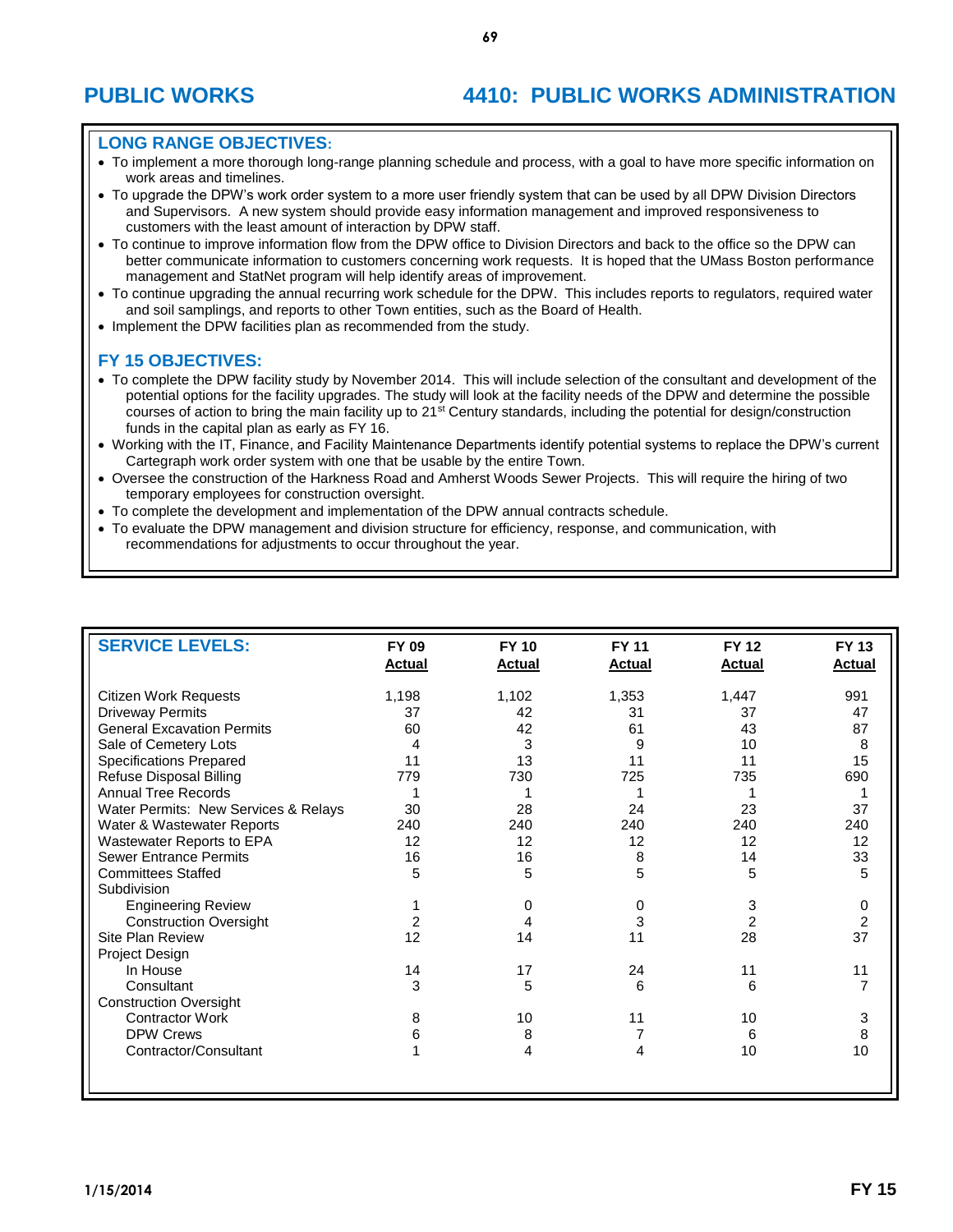# PUBLIC WORKS

## 4410: PUBLIC WORKS ADMINISTRATION

### LONG RANGE OBJECTIVES:

- To implement a more thorough long-range planning schedule and process, with a goal to have more specific information on work areas and timelines.
- To upgrade the DPW's work order system to a more user friendly system that can be used by all DPW Division Directors and Supervisors. A new system should provide easy information management and improved responsiveness to customers with the least amount of interaction by DPW staff.
- To continue to improve information flow from the DPW office to Division Directors and back to the office so the DPW can better communicate information to customers concerning work requests. It is hoped that the UMass Boston performance management and StatNet program will help identify areas of improvement.
- To continue upgrading the annual recurring work schedule for the DPW. This includes reports to regulators, required water and soil samplings, and reports to other Town entities, such as the Board of Health.
- Implement the DPW facilities plan as recommended from the study.

### FY 15 OBJECTIVES:

- To complete the DPW facility study by November 2014. This will include selection of the consultant and development of the potential options for the facility upgrades. The study will look at the facility needs of the DPW and determine the possible courses of action to bring the main facility up to 21st Century standards, including the potential for design/construction funds in the capital plan as early as FY 16.
- Working with the IT, Finance, and Facility Maintenance Departments identify potential systems to replace the DPW's current Cartegraph work order system with one that be usable by the entire Town.
- Oversee the construction of the Harkness Road and Amherst Woods Sewer Projects. This will require the hiring of two temporary employees for construction oversight.
- To complete the development and implementation of the DPW annual contracts schedule.
- To evaluate the DPW management and division structure for efficiency, response, and communication, with recommendations for adjustments to occur throughout the year.

| SERVICE LEVELS: | FY 09 Actual | FY 10 Actual | FY 11 Actual | FY 12 Actual | FY 13 Actual |
|---|---|---|---|---|---|
| Citizen Work Requests | 1,198 | 1,102 | 1,353 | 1,447 | 991 |
| Driveway Permits | 37 | 42 | 31 | 37 | 47 |
| General Excavation Permits | 60 | 42 | 61 | 43 | 87 |
| Sale of Cemetery Lots | 4 | 3 | 9 | 10 | 8 |
| Specifications Prepared | 11 | 13 | 11 | 11 | 15 |
| Refuse Disposal Billing | 779 | 730 | 725 | 735 | 690 |
| Annual Tree Records | 1 | 1 | 1 | 1 | 1 |
| Water Permits: New Services & Relays | 30 | 28 | 24 | 23 | 37 |
| Water & Wastewater Reports | 240 | 240 | 240 | 240 | 240 |
| Wastewater Reports to EPA | 12 | 12 | 12 | 12 | 12 |
| Sewer Entrance Permits | 16 | 16 | 8 | 14 | 33 |
| Committees Staffed | 5 | 5 | 5 | 5 | 5 |
| Subdivision | | | | | |
| Engineering Review | 1 | 0 | 0 | 3 | 0 |
| Construction Oversight | 2 | 4 | 3 | 2 | 2 |
| Site Plan Review | 12 | 14 | 11 | 28 | 37 |
| Project Design | | | | | |
| In House | 14 | 17 | 24 | 11 | 11 |
| Consultant | 3 | 5 | 6 | 6 | 7 |
| Construction Oversight | | | | | |
| Contractor Work | 8 | 10 | 11 | 10 | 3 |
| DPW Crews | 6 | 8 | 7 | 6 | 8 |
| Contractor/Consultant | 1 | 4 | 4 | 10 | 10 |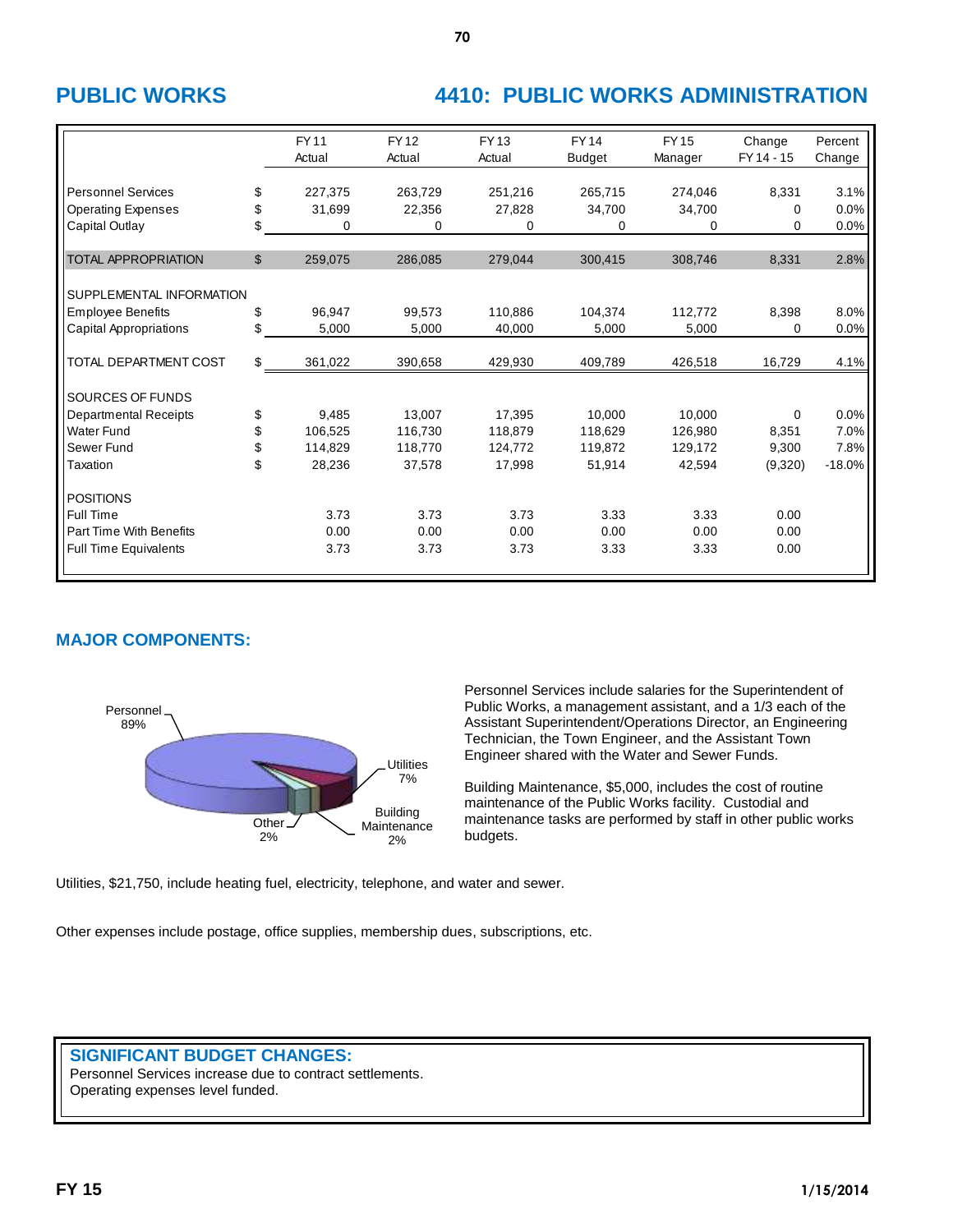# PUBLIC WORKS

# 4410: PUBLIC WORKS ADMINISTRATION

| | | FY 11 Actual | FY 12 Actual | FY 13 Actual | FY 14 Budget | FY 15 Manager | Change FY 14 - 15 | Percent Change |
|---|---|---|---|---|---|---|---|---|
| Personnel Services | $ | 227,375 | 263,729 | 251,216 | 265,715 | 274,046 | 8,331 | 3.1% |
| Operating Expenses | $ | 31,699 | 22,356 | 27,828 | 34,700 | 34,700 | 0 | 0.0% |
| Capital Outlay | $ | 0 | 0 | 0 | 0 | 0 | 0 | 0.0% |
| TOTAL APPROPRIATION | $ | 259,075 | 286,085 | 279,044 | 300,415 | 308,746 | 8,331 | 2.8% |
| SUPPLEMENTAL INFORMATION | | | | | | | | |
| Employee Benefits | $ | 96,947 | 99,573 | 110,886 | 104,374 | 112,772 | 8,398 | 8.0% |
| Capital Appropriations | $ | 5,000 | 5,000 | 40,000 | 5,000 | 5,000 | 0 | 0.0% |
| TOTAL DEPARTMENT COST | $ | 361,022 | 390,658 | 429,930 | 409,789 | 426,518 | 16,729 | 4.1% |
| SOURCES OF FUNDS | | | | | | | | |
| Departmental Receipts | $ | 9,485 | 13,007 | 17,395 | 10,000 | 10,000 | 0 | 0.0% |
| Water Fund | $ | 106,525 | 116,730 | 118,879 | 118,629 | 126,980 | 8,351 | 7.0% |
| Sewer Fund | $ | 114,829 | 118,770 | 124,772 | 119,872 | 129,172 | 9,300 | 7.8% |
| Taxation | $ | 28,236 | 37,578 | 17,998 | 51,914 | 42,594 | (9,320) | -18.0% |
| POSITIONS | | | | | | | | |
| Full Time | | 3.73 | 3.73 | 3.73 | 3.33 | 3.33 | 0.00 | |
| Part Time With Benefits | | 0.00 | 0.00 | 0.00 | 0.00 | 0.00 | 0.00 | |
| Full Time Equivalents | | 3.73 | 3.73 | 3.73 | 3.33 | 3.33 | 0.00 | |

## MAJOR COMPONENTS:

Personnel 89%

Utilities 7%

Building Maintenance 2%

Other 2%

Personnel Services include salaries for the Superintendent of Public Works, a management assistant, and a 1/3 each of the Assistant Superintendent/Operations Director, an Engineering Technician, the Town Engineer, and the Assistant Town Engineer shared with the Water and Sewer Funds.

Building Maintenance, $5,000, includes the cost of routine maintenance of the Public Works facility. Custodial and maintenance tasks are performed by staff in other public works budgets.

Utilities, $21,750, include heating fuel, electricity, telephone, and water and sewer.

Other expenses include postage, office supplies, membership dues, subscriptions, etc.

## SIGNIFICANT BUDGET CHANGES:

Personnel Services increase due to contract settlements.
Operating expenses level funded.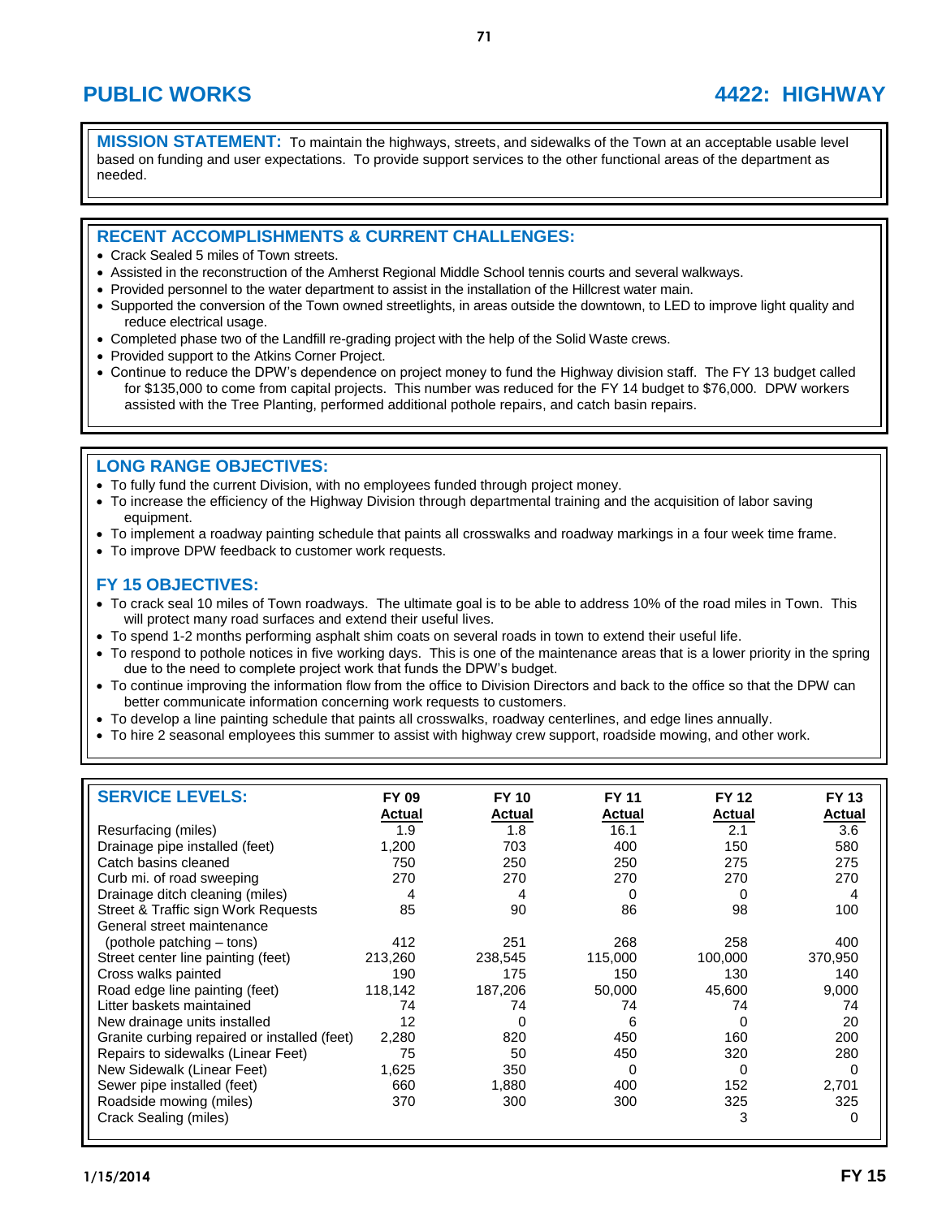# PUBLIC WORKS — 4422: HIGHWAY

**MISSION STATEMENT:** To maintain the highways, streets, and sidewalks of the Town at an acceptable usable level based on funding and user expectations. To provide support services to the other functional areas of the department as needed.

## RECENT ACCOMPLISHMENTS & CURRENT CHALLENGES:

- Crack Sealed 5 miles of Town streets.
- Assisted in the reconstruction of the Amherst Regional Middle School tennis courts and several walkways.
- Provided personnel to the water department to assist in the installation of the Hillcrest water main.
- Supported the conversion of the Town owned streetlights, in areas outside the downtown, to LED to improve light quality and reduce electrical usage.
- Completed phase two of the Landfill re-grading project with the help of the Solid Waste crews.
- Provided support to the Atkins Corner Project.
- Continue to reduce the DPW's dependence on project money to fund the Highway division staff. The FY 13 budget called for $135,000 to come from capital projects. This number was reduced for the FY 14 budget to $76,000. DPW workers assisted with the Tree Planting, performed additional pothole repairs, and catch basin repairs.

## LONG RANGE OBJECTIVES:

- To fully fund the current Division, with no employees funded through project money.
- To increase the efficiency of the Highway Division through departmental training and the acquisition of labor saving equipment.
- To implement a roadway painting schedule that paints all crosswalks and roadway markings in a four week time frame.
- To improve DPW feedback to customer work requests.

## FY 15 OBJECTIVES:

- To crack seal 10 miles of Town roadways. The ultimate goal is to be able to address 10% of the road miles in Town. This will protect many road surfaces and extend their useful lives.
- To spend 1-2 months performing asphalt shim coats on several roads in town to extend their useful life.
- To respond to pothole notices in five working days. This is one of the maintenance areas that is a lower priority in the spring due to the need to complete project work that funds the DPW's budget.
- To continue improving the information flow from the office to Division Directors and back to the office so that the DPW can better communicate information concerning work requests to customers.
- To develop a line painting schedule that paints all crosswalks, roadway centerlines, and edge lines annually.
- To hire 2 seasonal employees this summer to assist with highway crew support, roadside mowing, and other work.

## SERVICE LEVELS:

| SERVICE LEVELS: | FY 09 Actual | FY 10 Actual | FY 11 Actual | FY 12 Actual | FY 13 Actual |
|---|---|---|---|---|---|
| Resurfacing (miles) | 1.9 | 1.8 | 16.1 | 2.1 | 3.6 |
| Drainage pipe installed (feet) | 1,200 | 703 | 400 | 150 | 580 |
| Catch basins cleaned | 750 | 250 | 250 | 275 | 275 |
| Curb mi. of road sweeping | 270 | 270 | 270 | 270 | 270 |
| Drainage ditch cleaning (miles) | 4 | 4 | 0 | 0 | 4 |
| Street & Traffic sign Work Requests | 85 | 90 | 86 | 98 | 100 |
| General street maintenance (pothole patching – tons) | 412 | 251 | 268 | 258 | 400 |
| Street center line painting (feet) | 213,260 | 238,545 | 115,000 | 100,000 | 370,950 |
| Cross walks painted | 190 | 175 | 150 | 130 | 140 |
| Road edge line painting (feet) | 118,142 | 187,206 | 50,000 | 45,600 | 9,000 |
| Litter baskets maintained | 74 | 74 | 74 | 74 | 74 |
| New drainage units installed | 12 | 0 | 6 | 0 | 20 |
| Granite curbing repaired or installed (feet) | 2,280 | 820 | 450 | 160 | 200 |
| Repairs to sidewalks (Linear Feet) | 75 | 50 | 450 | 320 | 280 |
| New Sidewalk (Linear Feet) | 1,625 | 350 | 0 | 0 | 0 |
| Sewer pipe installed (feet) | 660 | 1,880 | 400 | 152 | 2,701 |
| Roadside mowing (miles) | 370 | 300 | 300 | 325 | 325 |
| Crack Sealing (miles) | | | | 3 | 0 |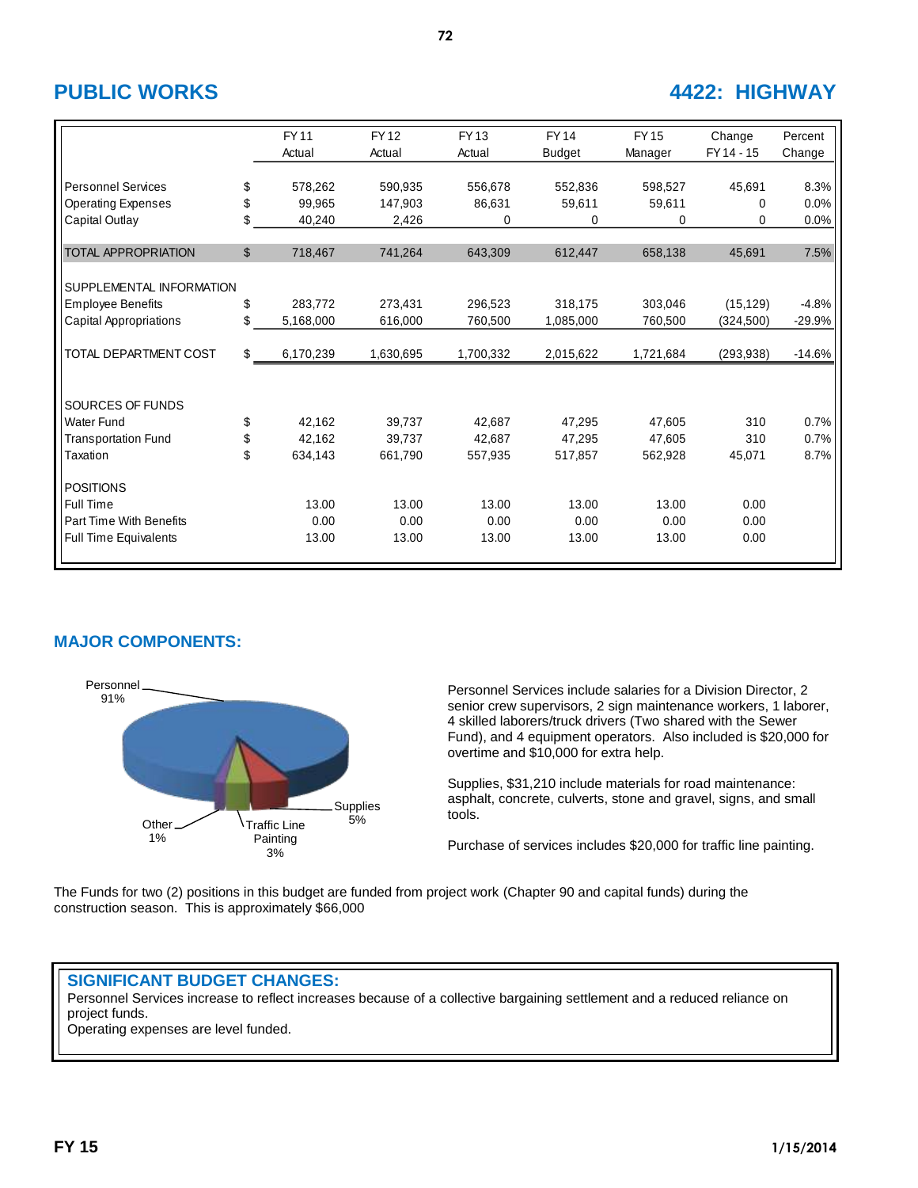# PUBLIC WORKS

# 4422: HIGHWAY

| | | FY 11 Actual | FY 12 Actual | FY 13 Actual | FY 14 Budget | FY 15 Manager | Change FY 14 - 15 | Percent Change |
|---|---|---|---|---|---|---|---|---|
| Personnel Services | $ | 578,262 | 590,935 | 556,678 | 552,836 | 598,527 | 45,691 | 8.3% |
| Operating Expenses | $ | 99,965 | 147,903 | 86,631 | 59,611 | 59,611 | 0 | 0.0% |
| Capital Outlay | $ | 40,240 | 2,426 | 0 | 0 | 0 | 0 | 0.0% |
| TOTAL APPROPRIATION | $ | 718,467 | 741,264 | 643,309 | 612,447 | 658,138 | 45,691 | 7.5% |
| SUPPLEMENTAL INFORMATION | | | | | | | | |
| Employee Benefits | $ | 283,772 | 273,431 | 296,523 | 318,175 | 303,046 | (15,129) | -4.8% |
| Capital Appropriations | $ | 5,168,000 | 616,000 | 760,500 | 1,085,000 | 760,500 | (324,500) | -29.9% |
| TOTAL DEPARTMENT COST | $ | 6,170,239 | 1,630,695 | 1,700,332 | 2,015,622 | 1,721,684 | (293,938) | -14.6% |
| SOURCES OF FUNDS | | | | | | | | |
| Water Fund | $ | 42,162 | 39,737 | 42,687 | 47,295 | 47,605 | 310 | 0.7% |
| Transportation Fund | $ | 42,162 | 39,737 | 42,687 | 47,295 | 47,605 | 310 | 0.7% |
| Taxation | $ | 634,143 | 661,790 | 557,935 | 517,857 | 562,928 | 45,071 | 8.7% |
| POSITIONS | | | | | | | | |
| Full Time | | 13.00 | 13.00 | 13.00 | 13.00 | 13.00 | 0.00 | |
| Part Time With Benefits | | 0.00 | 0.00 | 0.00 | 0.00 | 0.00 | 0.00 | |
| Full Time Equivalents | | 13.00 | 13.00 | 13.00 | 13.00 | 13.00 | 0.00 | |

## MAJOR COMPONENTS:

Personnel 91%
Supplies 5%
Traffic Line Painting 3%
Other 1%

Personnel Services include salaries for a Division Director, 2 senior crew supervisors, 2 sign maintenance workers, 1 laborer, 4 skilled laborers/truck drivers (Two shared with the Sewer Fund), and 4 equipment operators. Also included is $20,000 for overtime and $10,000 for extra help.

Supplies, $31,210 include materials for road maintenance: asphalt, concrete, culverts, stone and gravel, signs, and small tools.

Purchase of services includes $20,000 for traffic line painting.

The Funds for two (2) positions in this budget are funded from project work (Chapter 90 and capital funds) during the construction season. This is approximately $66,000

## SIGNIFICANT BUDGET CHANGES:

Personnel Services increase to reflect increases because of a collective bargaining settlement and a reduced reliance on project funds.
Operating expenses are level funded.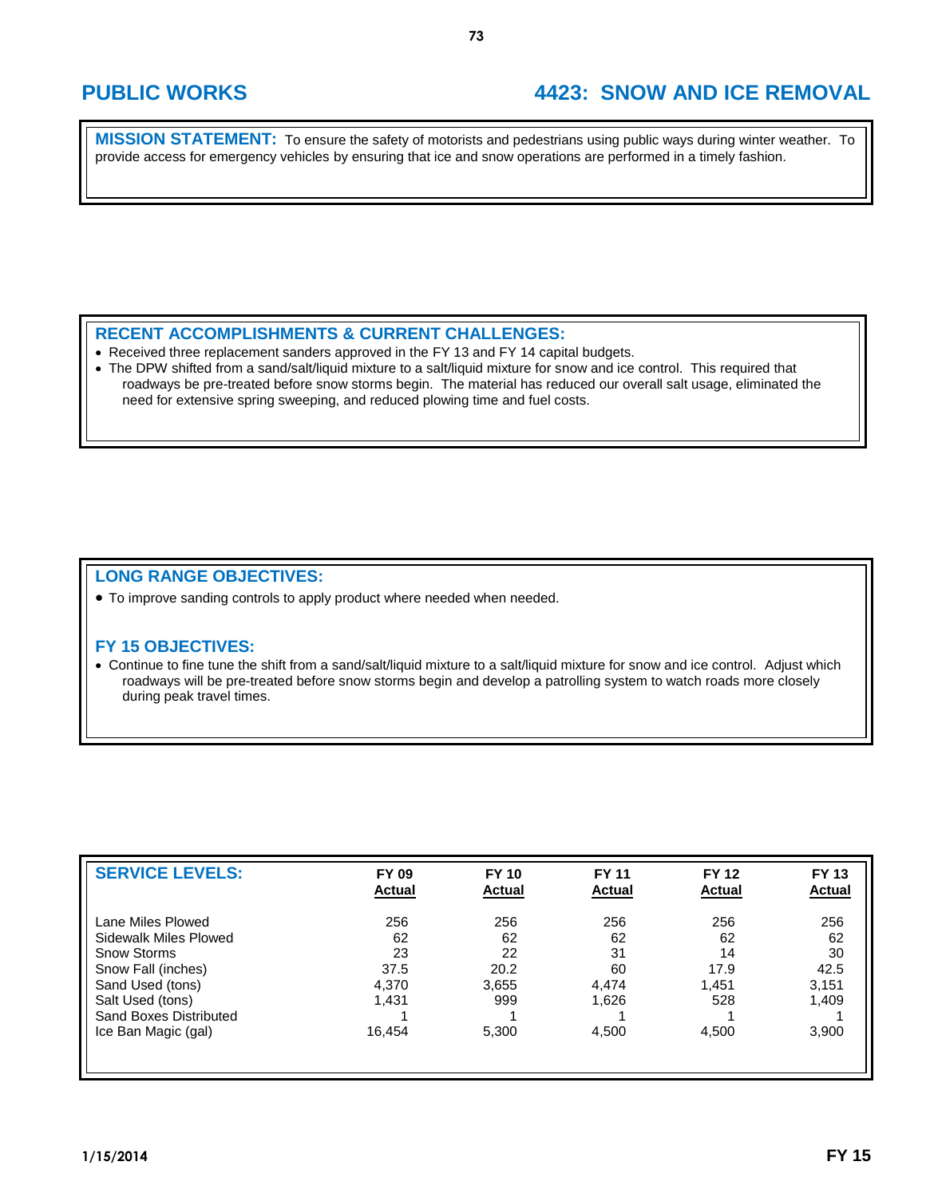# PUBLIC WORKS

## 4423: SNOW AND ICE REMOVAL

**MISSION STATEMENT:** To ensure the safety of motorists and pedestrians using public ways during winter weather. To provide access for emergency vehicles by ensuring that ice and snow operations are performed in a timely fashion.

### RECENT ACCOMPLISHMENTS & CURRENT CHALLENGES:

- Received three replacement sanders approved in the FY 13 and FY 14 capital budgets.
- The DPW shifted from a sand/salt/liquid mixture to a salt/liquid mixture for snow and ice control. This required that roadways be pre-treated before snow storms begin. The material has reduced our overall salt usage, eliminated the need for extensive spring sweeping, and reduced plowing time and fuel costs.

### LONG RANGE OBJECTIVES:

- To improve sanding controls to apply product where needed when needed.

### FY 15 OBJECTIVES:

- Continue to fine tune the shift from a sand/salt/liquid mixture to a salt/liquid mixture for snow and ice control. Adjust which roadways will be pre-treated before snow storms begin and develop a patrolling system to watch roads more closely during peak travel times.

| SERVICE LEVELS: | FY 09 Actual | FY 10 Actual | FY 11 Actual | FY 12 Actual | FY 13 Actual |
|---|---|---|---|---|---|
| Lane Miles Plowed | 256 | 256 | 256 | 256 | 256 |
| Sidewalk Miles Plowed | 62 | 62 | 62 | 62 | 62 |
| Snow Storms | 23 | 22 | 31 | 14 | 30 |
| Snow Fall (inches) | 37.5 | 20.2 | 60 | 17.9 | 42.5 |
| Sand Used (tons) | 4,370 | 3,655 | 4,474 | 1,451 | 3,151 |
| Salt Used (tons) | 1,431 | 999 | 1,626 | 528 | 1,409 |
| Sand Boxes Distributed | 1 | 1 | 1 | 1 | 1 |
| Ice Ban Magic (gal) | 16,454 | 5,300 | 4,500 | 4,500 | 3,900 |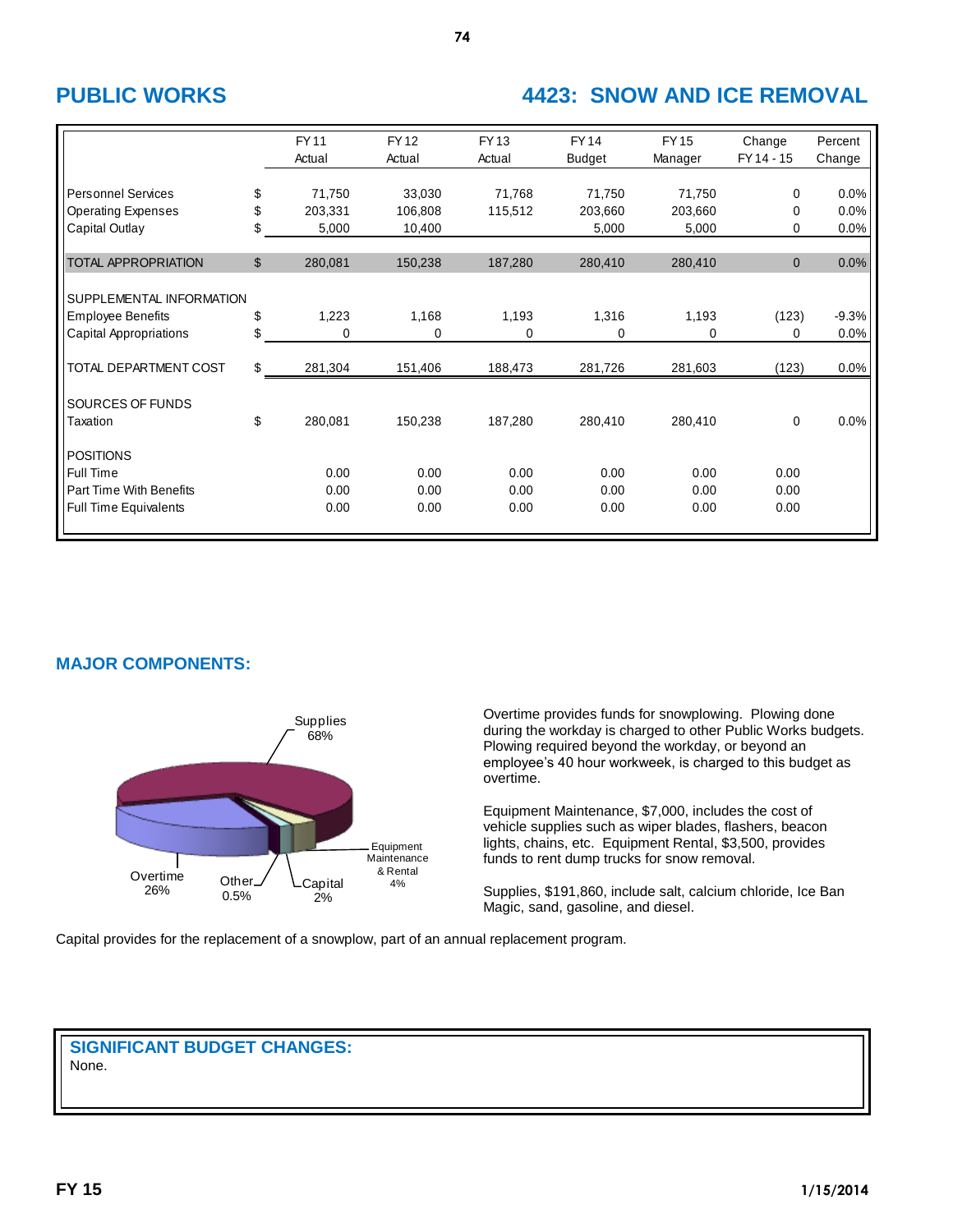# PUBLIC WORKS

# 4423: SNOW AND ICE REMOVAL

| | | FY 11 Actual | FY 12 Actual | FY 13 Actual | FY 14 Budget | FY 15 Manager | Change FY 14 - 15 | Percent Change |
|---|---|---|---|---|---|---|---|---|
| Personnel Services | $ | 71,750 | 33,030 | 71,768 | 71,750 | 71,750 | 0 | 0.0% |
| Operating Expenses | $ | 203,331 | 106,808 | 115,512 | 203,660 | 203,660 | 0 | 0.0% |
| Capital Outlay | $ | 5,000 | 10,400 | | 5,000 | 5,000 | 0 | 0.0% |
| TOTAL APPROPRIATION | $ | 280,081 | 150,238 | 187,280 | 280,410 | 280,410 | 0 | 0.0% |
| SUPPLEMENTAL INFORMATION | | | | | | | | |
| Employee Benefits | $ | 1,223 | 1,168 | 1,193 | 1,316 | 1,193 | (123) | -9.3% |
| Capital Appropriations | $ | 0 | 0 | 0 | 0 | 0 | 0 | 0.0% |
| TOTAL DEPARTMENT COST | $ | 281,304 | 151,406 | 188,473 | 281,726 | 281,603 | (123) | 0.0% |
| SOURCES OF FUNDS | | | | | | | | |
| Taxation | $ | 280,081 | 150,238 | 187,280 | 280,410 | 280,410 | 0 | 0.0% |
| POSITIONS | | | | | | | | |
| Full Time | | 0.00 | 0.00 | 0.00 | 0.00 | 0.00 | 0.00 | |
| Part Time With Benefits | | 0.00 | 0.00 | 0.00 | 0.00 | 0.00 | 0.00 | |
| Full Time Equivalents | | 0.00 | 0.00 | 0.00 | 0.00 | 0.00 | 0.00 | |

## MAJOR COMPONENTS:

Supplies 68%; Overtime 26%; Equipment Maintenance & Rental 4%; Capital 2%; Other 0.5%

Overtime provides funds for snowplowing. Plowing done during the workday is charged to other Public Works budgets. Plowing required beyond the workday, or beyond an employee's 40 hour workweek, is charged to this budget as overtime.

Equipment Maintenance, $7,000, includes the cost of vehicle supplies such as wiper blades, flashers, beacon lights, chains, etc. Equipment Rental, $3,500, provides funds to rent dump trucks for snow removal.

Supplies, $191,860, include salt, calcium chloride, Ice Ban Magic, sand, gasoline, and diesel.

Capital provides for the replacement of a snowplow, part of an annual replacement program.

## SIGNIFICANT BUDGET CHANGES:

None.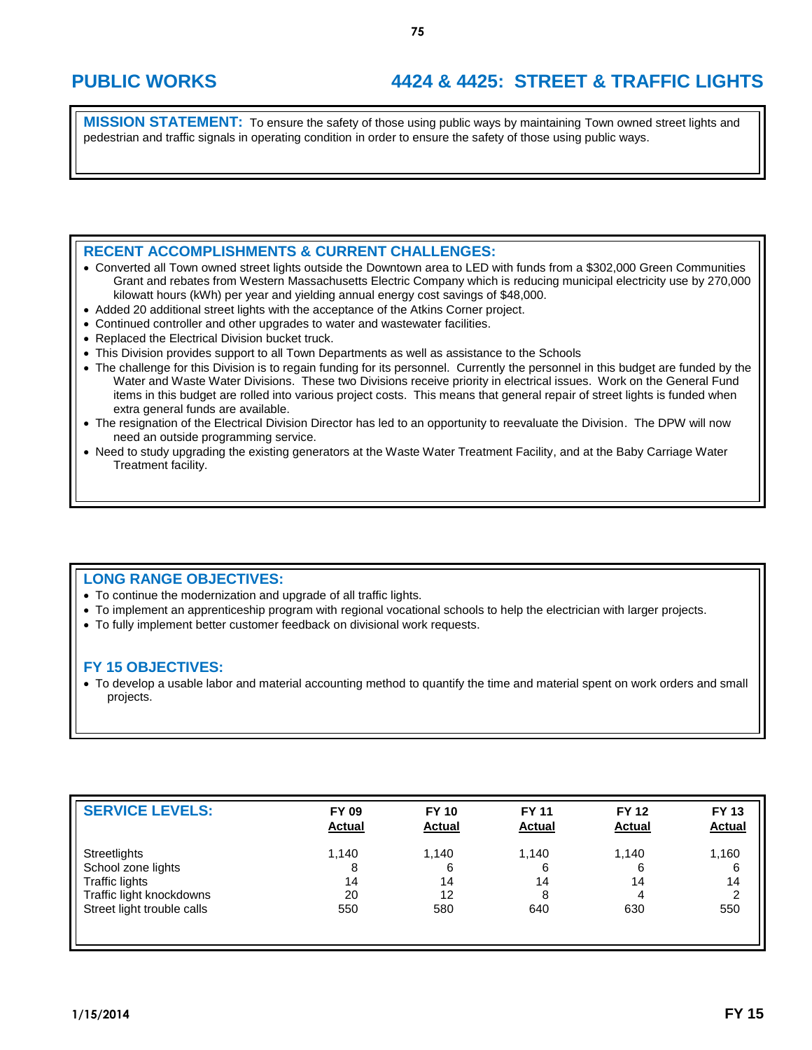# PUBLIC WORKS

## 4424 & 4425: STREET & TRAFFIC LIGHTS

**MISSION STATEMENT:** To ensure the safety of those using public ways by maintaining Town owned street lights and pedestrian and traffic signals in operating condition in order to ensure the safety of those using public ways.

### RECENT ACCOMPLISHMENTS & CURRENT CHALLENGES:

- Converted all Town owned street lights outside the Downtown area to LED with funds from a $302,000 Green Communities Grant and rebates from Western Massachusetts Electric Company which is reducing municipal electricity use by 270,000 kilowatt hours (kWh) per year and yielding annual energy cost savings of $48,000.
- Added 20 additional street lights with the acceptance of the Atkins Corner project.
- Continued controller and other upgrades to water and wastewater facilities.
- Replaced the Electrical Division bucket truck.
- This Division provides support to all Town Departments as well as assistance to the Schools
- The challenge for this Division is to regain funding for its personnel. Currently the personnel in this budget are funded by the Water and Waste Water Divisions. These two Divisions receive priority in electrical issues. Work on the General Fund items in this budget are rolled into various project costs. This means that general repair of street lights is funded when extra general funds are available.
- The resignation of the Electrical Division Director has led to an opportunity to reevaluate the Division. The DPW will now need an outside programming service.
- Need to study upgrading the existing generators at the Waste Water Treatment Facility, and at the Baby Carriage Water Treatment facility.

### LONG RANGE OBJECTIVES:

- To continue the modernization and upgrade of all traffic lights.
- To implement an apprenticeship program with regional vocational schools to help the electrician with larger projects.
- To fully implement better customer feedback on divisional work requests.

### FY 15 OBJECTIVES:

- To develop a usable labor and material accounting method to quantify the time and material spent on work orders and small projects.

### SERVICE LEVELS:

| | FY 09 Actual | FY 10 Actual | FY 11 Actual | FY 12 Actual | FY 13 Actual |
|---|---|---|---|---|---|
| Streetlights | 1,140 | 1,140 | 1,140 | 1,140 | 1,160 |
| School zone lights | 8 | 6 | 6 | 6 | 6 |
| Traffic lights | 14 | 14 | 14 | 14 | 14 |
| Traffic light knockdowns | 20 | 12 | 8 | 4 | 2 |
| Street light trouble calls | 550 | 580 | 640 | 630 | 550 |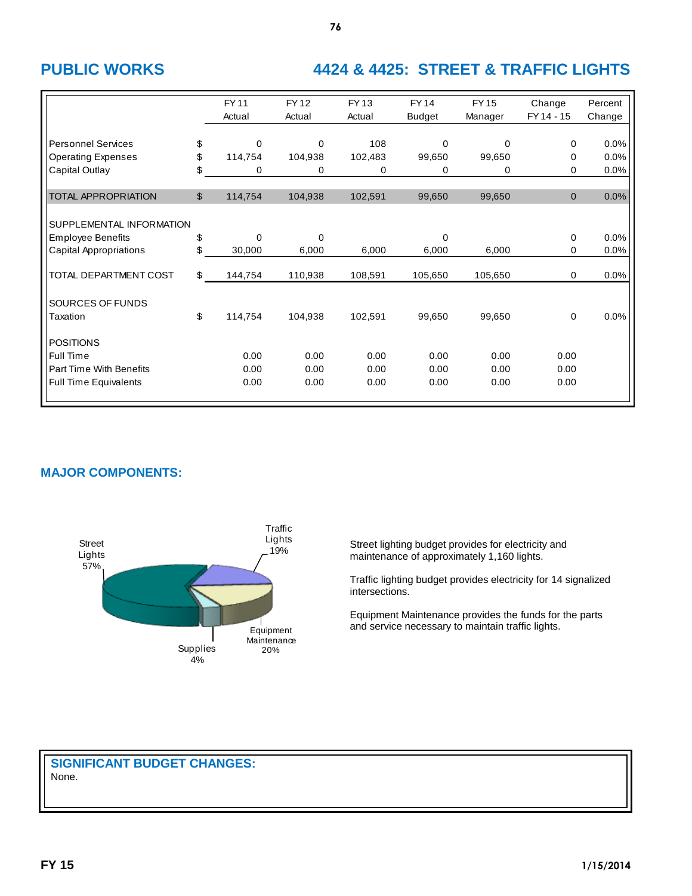## PUBLIC WORKS

## 4424 & 4425: STREET & TRAFFIC LIGHTS

| | | FY 11 Actual | FY 12 Actual | FY 13 Actual | FY 14 Budget | FY 15 Manager | Change FY 14 - 15 | Percent Change |
|---|---|---|---|---|---|---|---|---|
| Personnel Services | $ | 0 | 0 | 108 | 0 | 0 | 0 | 0.0% |
| Operating Expenses | $ | 114,754 | 104,938 | 102,483 | 99,650 | 99,650 | 0 | 0.0% |
| Capital Outlay | $ | 0 | 0 | 0 | 0 | 0 | 0 | 0.0% |
| TOTAL APPROPRIATION | $ | 114,754 | 104,938 | 102,591 | 99,650 | 99,650 | 0 | 0.0% |
| SUPPLEMENTAL INFORMATION | | | | | | | | |
| Employee Benefits | $ | 0 | 0 | | 0 | | 0 | 0.0% |
| Capital Appropriations | $ | 30,000 | 6,000 | 6,000 | 6,000 | 6,000 | 0 | 0.0% |
| TOTAL DEPARTMENT COST | $ | 144,754 | 110,938 | 108,591 | 105,650 | 105,650 | 0 | 0.0% |
| SOURCES OF FUNDS | | | | | | | | |
| Taxation | $ | 114,754 | 104,938 | 102,591 | 99,650 | 99,650 | 0 | 0.0% |
| POSITIONS | | | | | | | | |
| Full Time | | 0.00 | 0.00 | 0.00 | 0.00 | 0.00 | 0.00 | |
| Part Time With Benefits | | 0.00 | 0.00 | 0.00 | 0.00 | 0.00 | 0.00 | |
| Full Time Equivalents | | 0.00 | 0.00 | 0.00 | 0.00 | 0.00 | 0.00 | |

### MAJOR COMPONENTS:

Street Lights 57%
Traffic Lights 19%
Equipment Maintenance 20%
Supplies 4%

Street lighting budget provides for electricity and maintenance of approximately 1,160 lights.

Traffic lighting budget provides electricity for 14 signalized intersections.

Equipment Maintenance provides the funds for the parts and service necessary to maintain traffic lights.

### SIGNIFICANT BUDGET CHANGES:

None.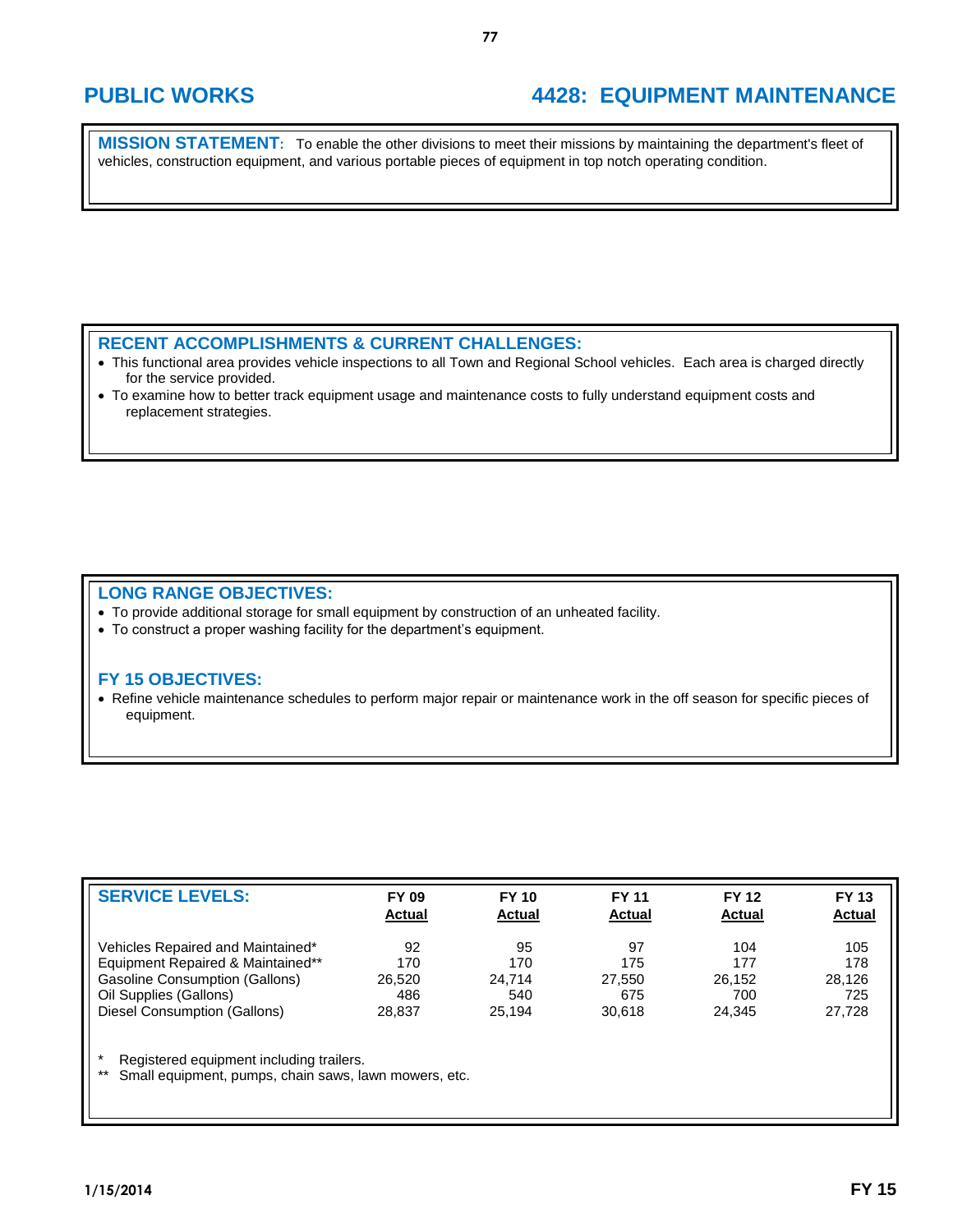# PUBLIC WORKS

# 4428: EQUIPMENT MAINTENANCE

**MISSION STATEMENT:** To enable the other divisions to meet their missions by maintaining the department's fleet of vehicles, construction equipment, and various portable pieces of equipment in top notch operating condition.

## RECENT ACCOMPLISHMENTS & CURRENT CHALLENGES:

- This functional area provides vehicle inspections to all Town and Regional School vehicles. Each area is charged directly for the service provided.
- To examine how to better track equipment usage and maintenance costs to fully understand equipment costs and replacement strategies.

## LONG RANGE OBJECTIVES:

- To provide additional storage for small equipment by construction of an unheated facility.
- To construct a proper washing facility for the department's equipment.

## FY 15 OBJECTIVES:

- Refine vehicle maintenance schedules to perform major repair or maintenance work in the off season for specific pieces of equipment.

## SERVICE LEVELS:

| | FY 09 Actual | FY 10 Actual | FY 11 Actual | FY 12 Actual | FY 13 Actual |
|---|---|---|---|---|---|
| Vehicles Repaired and Maintained* | 92 | 95 | 97 | 104 | 105 |
| Equipment Repaired & Maintained** | 170 | 170 | 175 | 177 | 178 |
| Gasoline Consumption (Gallons) | 26,520 | 24,714 | 27,550 | 26,152 | 28,126 |
| Oil Supplies (Gallons) | 486 | 540 | 675 | 700 | 725 |
| Diesel Consumption (Gallons) | 28,837 | 25,194 | 30,618 | 24,345 | 27,728 |

\* Registered equipment including trailers.

\** Small equipment, pumps, chain saws, lawn mowers, etc.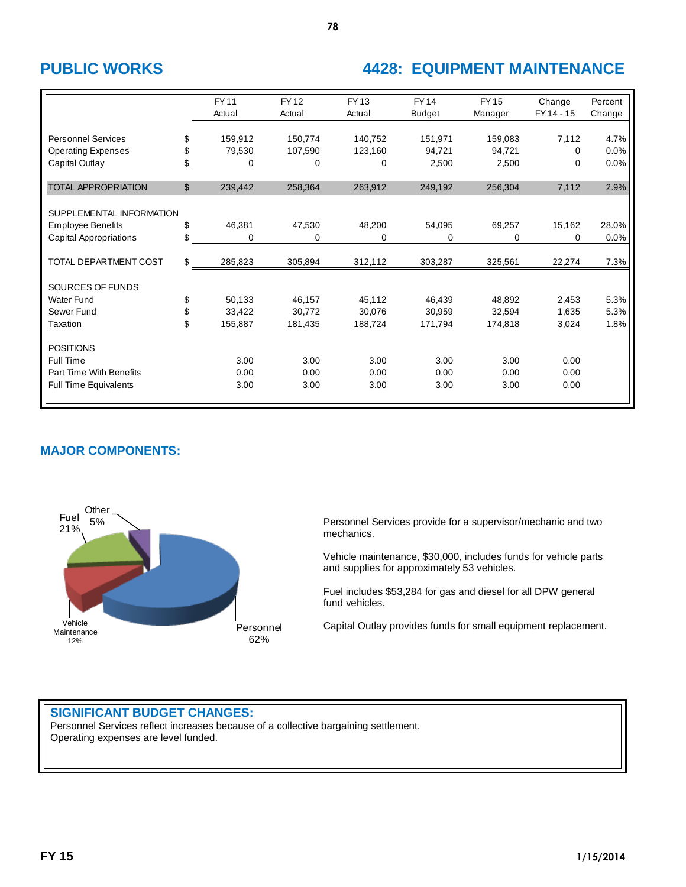# PUBLIC WORKS

## 4428: EQUIPMENT MAINTENANCE

| | | FY 11 Actual | FY 12 Actual | FY 13 Actual | FY 14 Budget | FY 15 Manager | Change FY 14 - 15 | Percent Change |
|---|---|---|---|---|---|---|---|---|
| Personnel Services | $ | 159,912 | 150,774 | 140,752 | 151,971 | 159,083 | 7,112 | 4.7% |
| Operating Expenses | $ | 79,530 | 107,590 | 123,160 | 94,721 | 94,721 | 0 | 0.0% |
| Capital Outlay | $ | 0 | 0 | 0 | 2,500 | 2,500 | 0 | 0.0% |
| TOTAL APPROPRIATION | $ | 239,442 | 258,364 | 263,912 | 249,192 | 256,304 | 7,112 | 2.9% |
| SUPPLEMENTAL INFORMATION | | | | | | | | |
| Employee Benefits | $ | 46,381 | 47,530 | 48,200 | 54,095 | 69,257 | 15,162 | 28.0% |
| Capital Appropriations | $ | 0 | 0 | 0 | 0 | 0 | 0 | 0.0% |
| TOTAL DEPARTMENT COST | $ | 285,823 | 305,894 | 312,112 | 303,287 | 325,561 | 22,274 | 7.3% |
| SOURCES OF FUNDS | | | | | | | | |
| Water Fund | $ | 50,133 | 46,157 | 45,112 | 46,439 | 48,892 | 2,453 | 5.3% |
| Sewer Fund | $ | 33,422 | 30,772 | 30,076 | 30,959 | 32,594 | 1,635 | 5.3% |
| Taxation | $ | 155,887 | 181,435 | 188,724 | 171,794 | 174,818 | 3,024 | 1.8% |
| POSITIONS | | | | | | | | |
| Full Time | | 3.00 | 3.00 | 3.00 | 3.00 | 3.00 | 0.00 | |
| Part Time With Benefits | | 0.00 | 0.00 | 0.00 | 0.00 | 0.00 | 0.00 | |
| Full Time Equivalents | | 3.00 | 3.00 | 3.00 | 3.00 | 3.00 | 0.00 | |

## MAJOR COMPONENTS:

Personnel 62%, Fuel 21%, Vehicle Maintenance 12%, Other 5%

Personnel Services provide for a supervisor/mechanic and two mechanics.

Vehicle maintenance, $30,000, includes funds for vehicle parts and supplies for approximately 53 vehicles.

Fuel includes $53,284 for gas and diesel for all DPW general fund vehicles.

Capital Outlay provides funds for small equipment replacement.

## SIGNIFICANT BUDGET CHANGES:

Personnel Services reflect increases because of a collective bargaining settlement.
Operating expenses are level funded.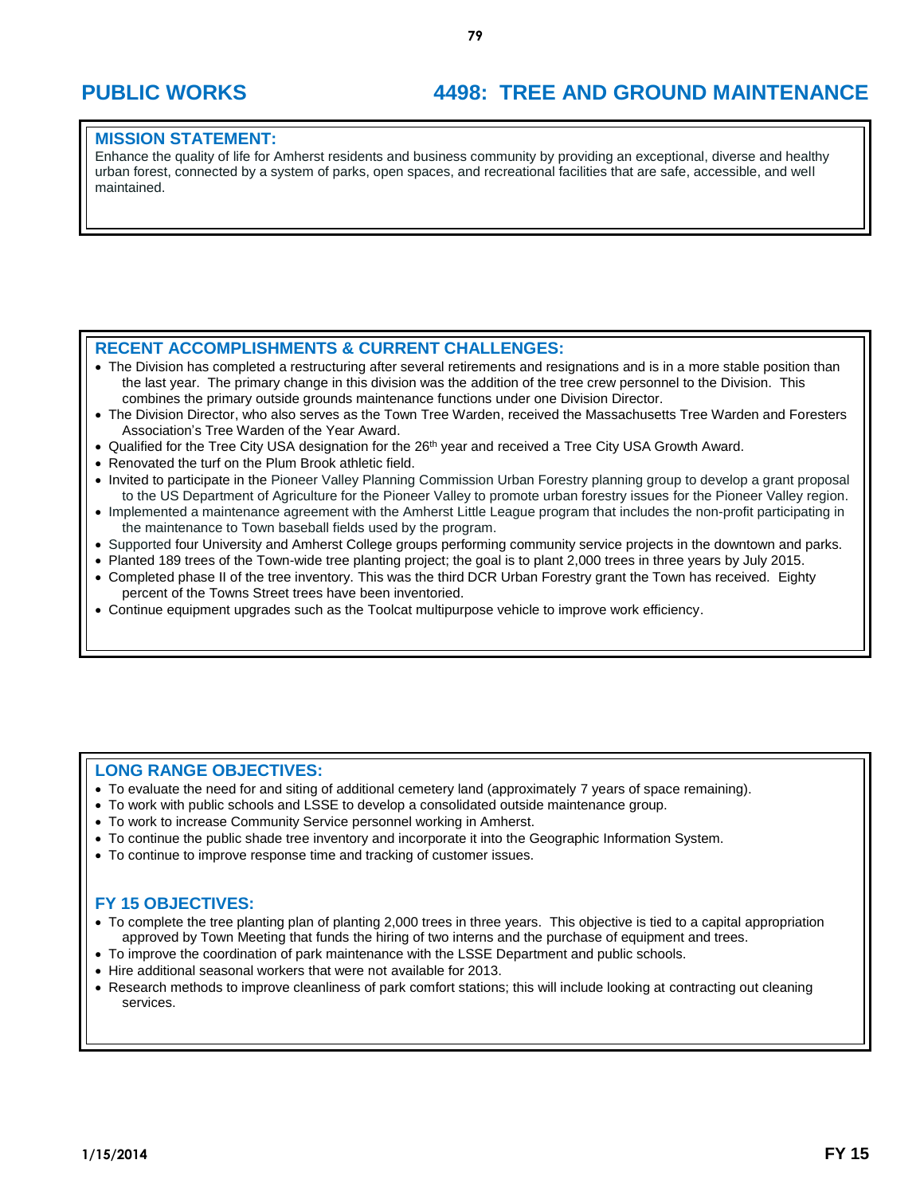# PUBLIC WORKS

# 4498: TREE AND GROUND MAINTENANCE

## MISSION STATEMENT:

Enhance the quality of life for Amherst residents and business community by providing an exceptional, diverse and healthy urban forest, connected by a system of parks, open spaces, and recreational facilities that are safe, accessible, and well maintained.

## RECENT ACCOMPLISHMENTS & CURRENT CHALLENGES:

- The Division has completed a restructuring after several retirements and resignations and is in a more stable position than the last year. The primary change in this division was the addition of the tree crew personnel to the Division. This combines the primary outside grounds maintenance functions under one Division Director.
- The Division Director, who also serves as the Town Tree Warden, received the Massachusetts Tree Warden and Foresters Association's Tree Warden of the Year Award.
- Qualified for the Tree City USA designation for the 26th year and received a Tree City USA Growth Award.
- Renovated the turf on the Plum Brook athletic field.
- Invited to participate in the Pioneer Valley Planning Commission Urban Forestry planning group to develop a grant proposal to the US Department of Agriculture for the Pioneer Valley to promote urban forestry issues for the Pioneer Valley region.
- Implemented a maintenance agreement with the Amherst Little League program that includes the non-profit participating in the maintenance to Town baseball fields used by the program.
- Supported four University and Amherst College groups performing community service projects in the downtown and parks.
- Planted 189 trees of the Town-wide tree planting project; the goal is to plant 2,000 trees in three years by July 2015.
- Completed phase II of the tree inventory. This was the third DCR Urban Forestry grant the Town has received. Eighty percent of the Towns Street trees have been inventoried.
- Continue equipment upgrades such as the Toolcat multipurpose vehicle to improve work efficiency.

## LONG RANGE OBJECTIVES:

- To evaluate the need for and siting of additional cemetery land (approximately 7 years of space remaining).
- To work with public schools and LSSE to develop a consolidated outside maintenance group.
- To work to increase Community Service personnel working in Amherst.
- To continue the public shade tree inventory and incorporate it into the Geographic Information System.
- To continue to improve response time and tracking of customer issues.

## FY 15 OBJECTIVES:

- To complete the tree planting plan of planting 2,000 trees in three years. This objective is tied to a capital appropriation approved by Town Meeting that funds the hiring of two interns and the purchase of equipment and trees.
- To improve the coordination of park maintenance with the LSSE Department and public schools.
- Hire additional seasonal workers that were not available for 2013.
- Research methods to improve cleanliness of park comfort stations; this will include looking at contracting out cleaning services.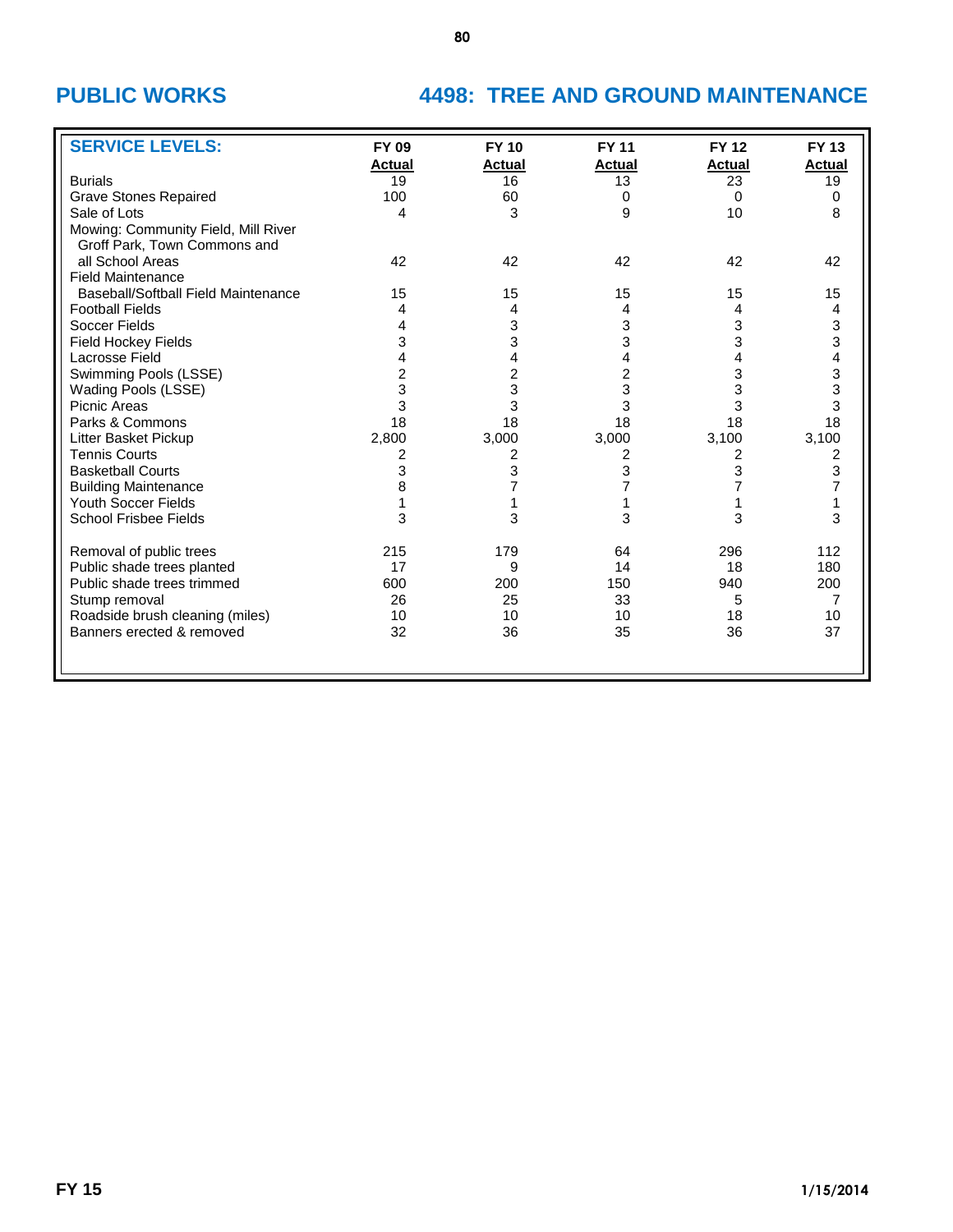## PUBLIC WORKS

## 4498: TREE AND GROUND MAINTENANCE

| SERVICE LEVELS: | FY 09 Actual | FY 10 Actual | FY 11 Actual | FY 12 Actual | FY 13 Actual |
|---|---|---|---|---|---|
| Burials | 19 | 16 | 13 | 23 | 19 |
| Grave Stones Repaired | 100 | 60 | 0 | 0 | 0 |
| Sale of Lots | 4 | 3 | 9 | 10 | 8 |
| Mowing: Community Field, Mill River Groff Park, Town Commons and all School Areas | 42 | 42 | 42 | 42 | 42 |
| Field Maintenance | | | | | |
| Baseball/Softball Field Maintenance | 15 | 15 | 15 | 15 | 15 |
| Football Fields | 4 | 4 | 4 | 4 | 4 |
| Soccer Fields | 4 | 3 | 3 | 3 | 3 |
| Field Hockey Fields | 3 | 3 | 3 | 3 | 3 |
| Lacrosse Field | 4 | 4 | 4 | 4 | 4 |
| Swimming Pools (LSSE) | 2 | 2 | 2 | 3 | 3 |
| Wading Pools (LSSE) | 3 | 3 | 3 | 3 | 3 |
| Picnic Areas | 3 | 3 | 3 | 3 | 3 |
| Parks & Commons | 18 | 18 | 18 | 18 | 18 |
| Litter Basket Pickup | 2,800 | 3,000 | 3,000 | 3,100 | 3,100 |
| Tennis Courts | 2 | 2 | 2 | 2 | 2 |
| Basketball Courts | 3 | 3 | 3 | 3 | 3 |
| Building Maintenance | 8 | 7 | 7 | 7 | 7 |
| Youth Soccer Fields | 1 | 1 | 1 | 1 | 1 |
| School Frisbee Fields | 3 | 3 | 3 | 3 | 3 |
| Removal of public trees | 215 | 179 | 64 | 296 | 112 |
| Public shade trees planted | 17 | 9 | 14 | 18 | 180 |
| Public shade trees trimmed | 600 | 200 | 150 | 940 | 200 |
| Stump removal | 26 | 25 | 33 | 5 | 7 |
| Roadside brush cleaning (miles) | 10 | 10 | 10 | 18 | 10 |
| Banners erected & removed | 32 | 36 | 35 | 36 | 37 |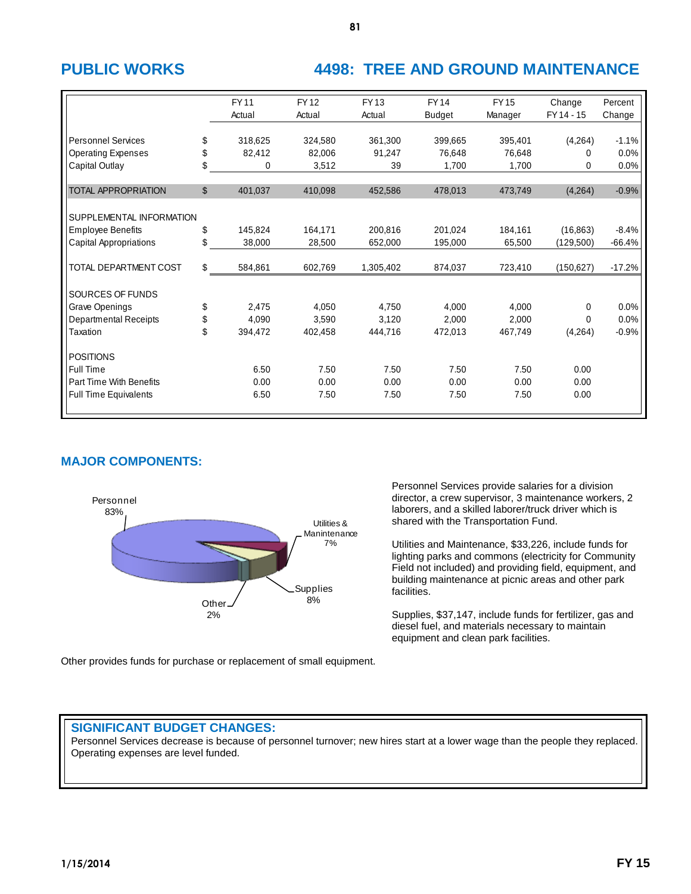## PUBLIC WORKS

## 4498: TREE AND GROUND MAINTENANCE

| | | FY 11 Actual | FY 12 Actual | FY 13 Actual | FY 14 Budget | FY 15 Manager | Change FY 14 - 15 | Percent Change |
|---|---|---|---|---|---|---|---|---|
| Personnel Services | $ | 318,625 | 324,580 | 361,300 | 399,665 | 395,401 | (4,264) | -1.1% |
| Operating Expenses | $ | 82,412 | 82,006 | 91,247 | 76,648 | 76,648 | 0 | 0.0% |
| Capital Outlay | $ | 0 | 3,512 | 39 | 1,700 | 1,700 | 0 | 0.0% |
| TOTAL APPROPRIATION | $ | 401,037 | 410,098 | 452,586 | 478,013 | 473,749 | (4,264) | -0.9% |
| SUPPLEMENTAL INFORMATION | | | | | | | | |
| Employee Benefits | $ | 145,824 | 164,171 | 200,816 | 201,024 | 184,161 | (16,863) | -8.4% |
| Capital Appropriations | $ | 38,000 | 28,500 | 652,000 | 195,000 | 65,500 | (129,500) | -66.4% |
| TOTAL DEPARTMENT COST | $ | 584,861 | 602,769 | 1,305,402 | 874,037 | 723,410 | (150,627) | -17.2% |
| SOURCES OF FUNDS | | | | | | | | |
| Grave Openings | $ | 2,475 | 4,050 | 4,750 | 4,000 | 4,000 | 0 | 0.0% |
| Departmental Receipts | $ | 4,090 | 3,590 | 3,120 | 2,000 | 2,000 | 0 | 0.0% |
| Taxation | $ | 394,472 | 402,458 | 444,716 | 472,013 | 467,749 | (4,264) | -0.9% |
| POSITIONS | | | | | | | | |
| Full Time | | 6.50 | 7.50 | 7.50 | 7.50 | 7.50 | 0.00 | |
| Part Time With Benefits | | 0.00 | 0.00 | 0.00 | 0.00 | 0.00 | 0.00 | |
| Full Time Equivalents | | 6.50 | 7.50 | 7.50 | 7.50 | 7.50 | 0.00 | |

## MAJOR COMPONENTS:

Personnel 83%; Utilities & Manintenance 7%; Supplies 8%; Other 2%

Personnel Services provide salaries for a division director, a crew supervisor, 3 maintenance workers, 2 laborers, and a skilled laborer/truck driver which is shared with the Transportation Fund.

Utilities and Maintenance, $33,226, include funds for lighting parks and commons (electricity for Community Field not included) and providing field, equipment, and building maintenance at picnic areas and other park facilities.

Supplies, $37,147, include funds for fertilizer, gas and diesel fuel, and materials necessary to maintain equipment and clean park facilities.

Other provides funds for purchase or replacement of small equipment.

## SIGNIFICANT BUDGET CHANGES:

Personnel Services decrease is because of personnel turnover; new hires start at a lower wage than the people they replaced. Operating expenses are level funded.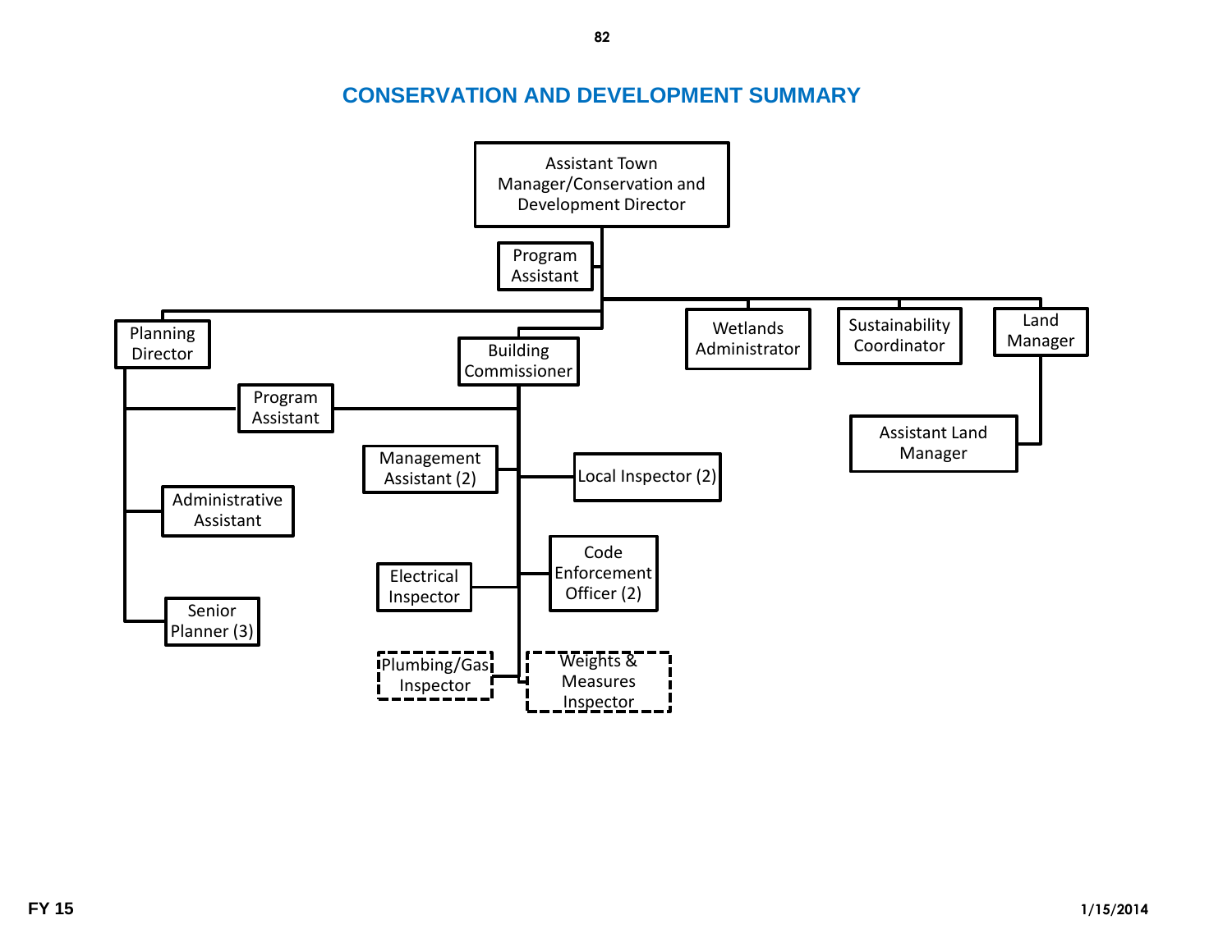# CONSERVATION AND DEVELOPMENT SUMMARY

Assistant Town Manager/Conservation and Development Director

Program Assistant

Planning Director

Building Commissioner

Wetlands Administrator

Sustainability Coordinator

Land Manager

Program Assistant

Management Assistant (2)

Local Inspector (2)

Assistant Land Manager

Administrative Assistant

Electrical Inspector

Code Enforcement Officer (2)

Senior Planner (3)

Plumbing/Gas Inspector

Weights & Measures Inspector

FY 15

1/15/2014